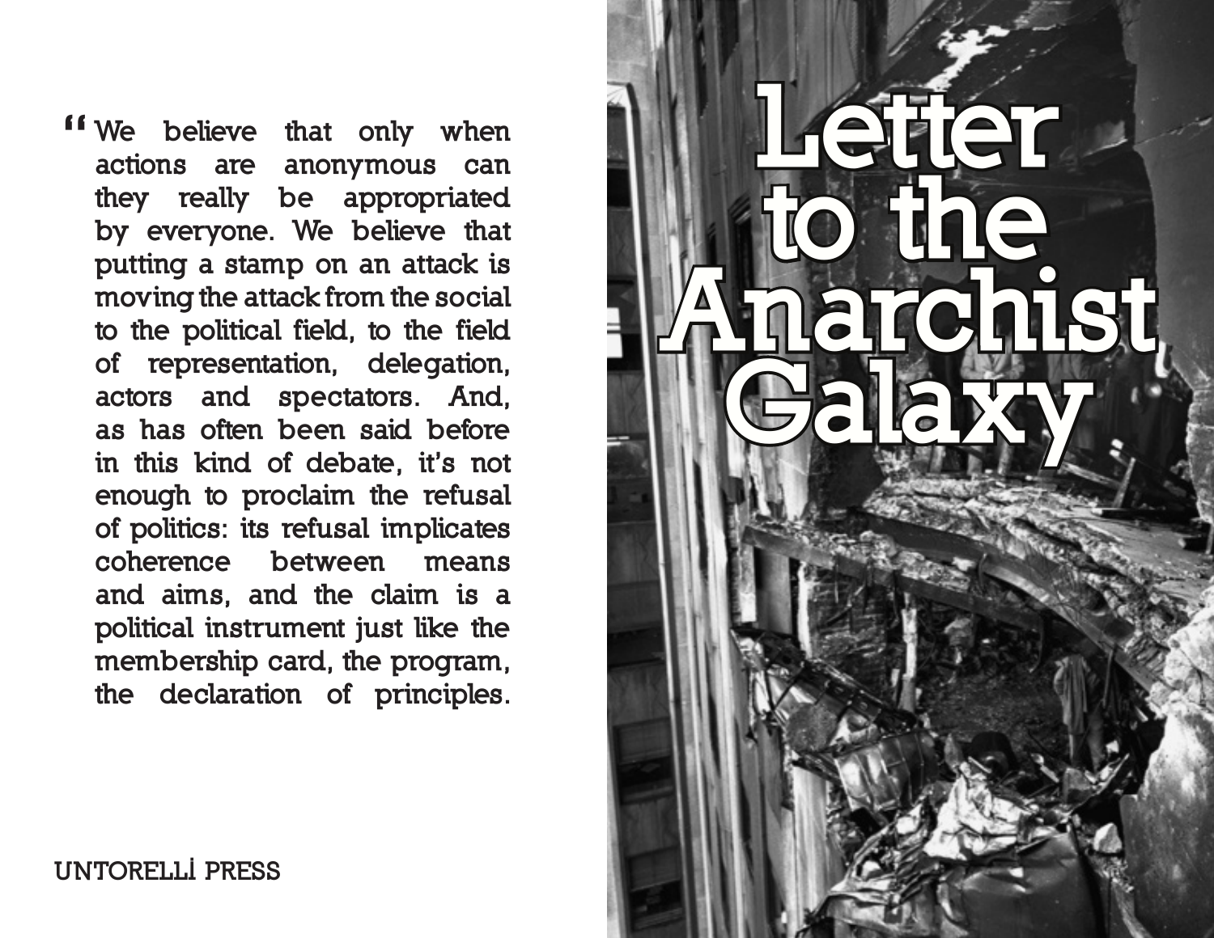# Letter to the Anarchist Galaxy

"We believe that only when actions are anonymous can they really be appropriated by everyone. We believe that putting a stamp on an attack is moving the attack from the social to the political field, to the field of representation, delegation, actors and spectators. And, as has often been said before in this kind of debate, it's not enough to proclaim the refusal of politics: its refusal implicates coherence between means and aims, and the claim is a political instrument just like the membership card, the program, the declaration of principles.

UNTORELLİ PRESS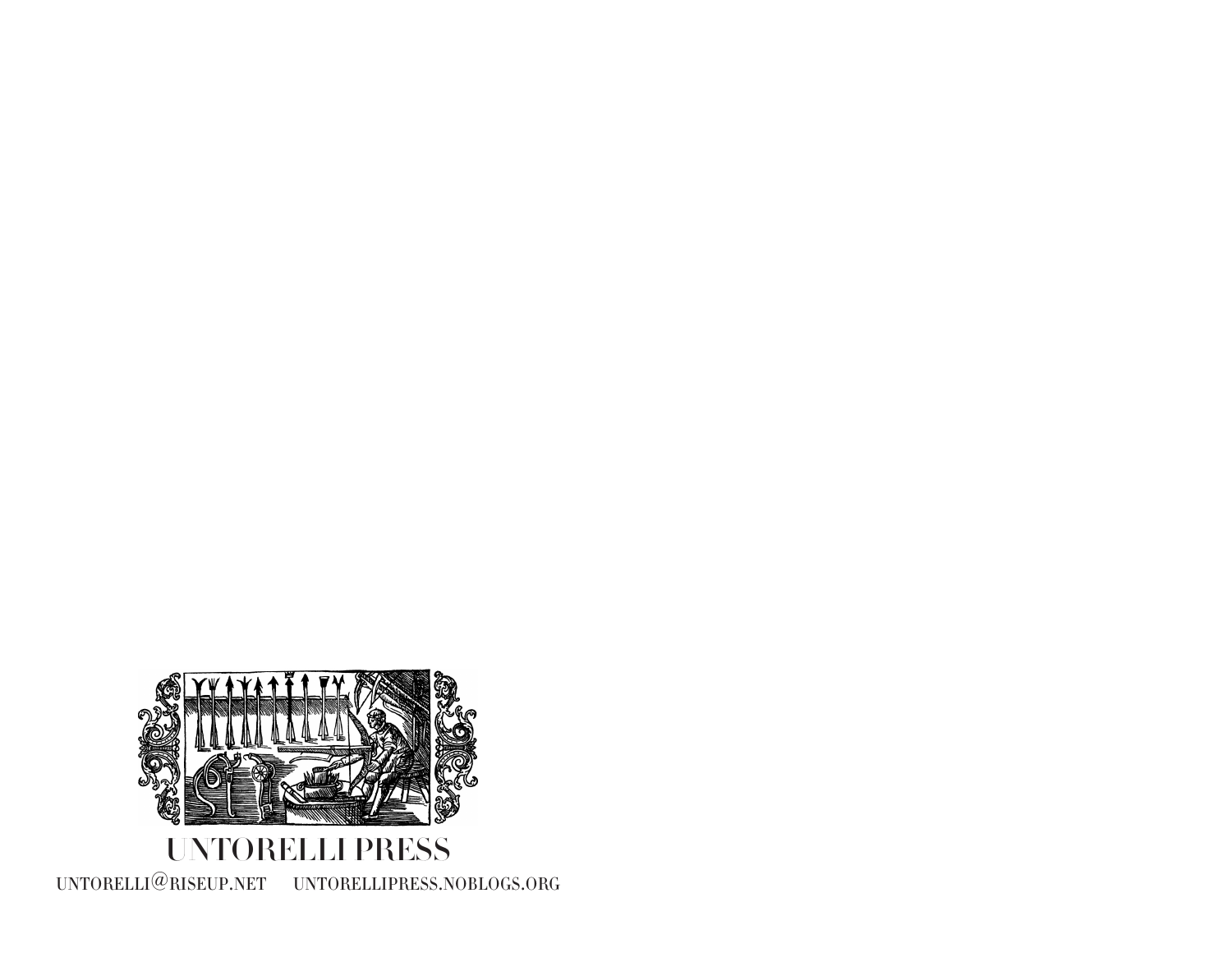UNTORELLI PRESS

untorelli@riseup.net    untorellipress.noblogs.org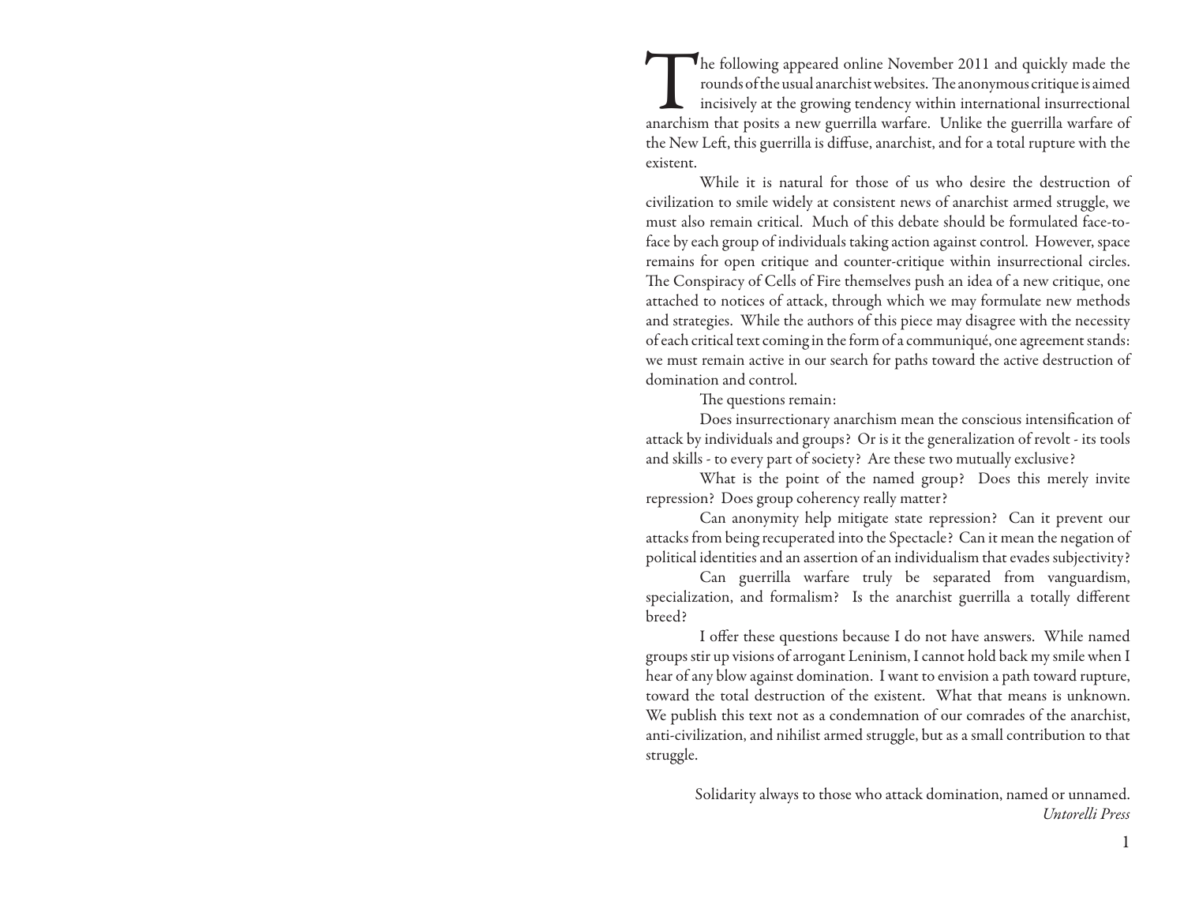The following appeared online November 2011 and quickly made the rounds of the usual anarchist websites. The anonymous critique is aimed incisively at the growing tendency within international insurrectional anarchism that posits a new guerrilla warfare. Unlike the guerrilla warfare of the New Left, this guerrilla is diffuse, anarchist, and for a total rupture with the existent.

While it is natural for those of us who desire the destruction of civilization to smile widely at consistent news of anarchist armed struggle, we must also remain critical. Much of this debate should be formulated face-to-face by each group of individuals taking action against control. However, space remains for open critique and counter-critique within insurrectional circles. The Conspiracy of Cells of Fire themselves push an idea of a new critique, one attached to notices of attack, through which we may formulate new methods and strategies. While the authors of this piece may disagree with the necessity of each critical text coming in the form of a communiqué, one agreement stands: we must remain active in our search for paths toward the active destruction of domination and control.

The questions remain:

Does insurrectionary anarchism mean the conscious intensification of attack by individuals and groups? Or is it the generalization of revolt - its tools and skills - to every part of society? Are these two mutually exclusive?

What is the point of the named group? Does this merely invite repression? Does group coherency really matter?

Can anonymity help mitigate state repression? Can it prevent our attacks from being recuperated into the Spectacle? Can it mean the negation of political identities and an assertion of an individualism that evades subjectivity?

Can guerrilla warfare truly be separated from vanguardism, specialization, and formalism? Is the anarchist guerrilla a totally different breed?

I offer these questions because I do not have answers. While named groups stir up visions of arrogant Leninism, I cannot hold back my smile when I hear of any blow against domination. I want to envision a path toward rupture, toward the total destruction of the existent. What that means is unknown. We publish this text not as a condemnation of our comrades of the anarchist, anti-civilization, and nihilist armed struggle, but as a small contribution to that struggle.

Solidarity always to those who attack domination, named or unnamed.
*Untorelli Press*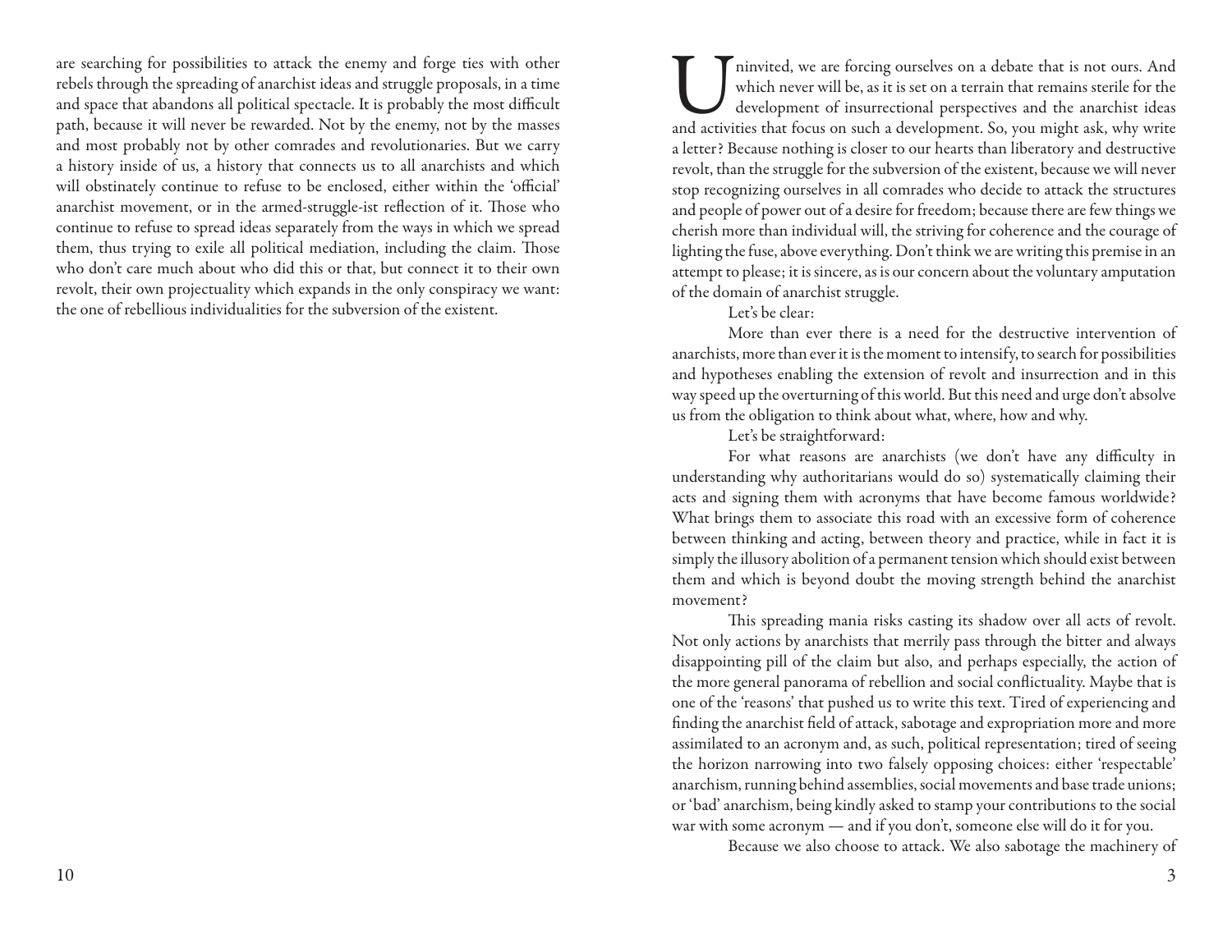are searching for possibilities to attack the enemy and forge ties with other rebels through the spreading of anarchist ideas and struggle proposals, in a time and space that abandons all political spectacle. It is probably the most difficult path, because it will never be rewarded. Not by the enemy, not by the masses and most probably not by other comrades and revolutionaries. But we carry a history inside of us, a history that connects us to all anarchists and which will obstinately continue to refuse to be enclosed, either within the 'official' anarchist movement, or in the armed-struggle-ist reflection of it. Those who continue to refuse to spread ideas separately from the ways in which we spread them, thus trying to exile all political mediation, including the claim. Those who don't care much about who did this or that, but connect it to their own revolt, their own projectuality which expands in the only conspiracy we want: the one of rebellious individualities for the subversion of the existent.

Uninvited, we are forcing ourselves on a debate that is not ours. And which never will be, as it is set on a terrain that remains sterile for the development of insurrectional perspectives and the anarchist ideas and activities that focus on such a development. So, you might ask, why write a letter? Because nothing is closer to our hearts than liberatory and destructive revolt, than the struggle for the subversion of the existent, because we will never stop recognizing ourselves in all comrades who decide to attack the structures and people of power out of a desire for freedom; because there are few things we cherish more than individual will, the striving for coherence and the courage of lighting the fuse, above everything. Don't think we are writing this premise in an attempt to please; it is sincere, as is our concern about the voluntary amputation of the domain of anarchist struggle.

Let's be clear:

More than ever there is a need for the destructive intervention of anarchists, more than ever it is the moment to intensify, to search for possibilities and hypotheses enabling the extension of revolt and insurrection and in this way speed up the overturning of this world. But this need and urge don't absolve us from the obligation to think about what, where, how and why.

Let's be straightforward:

For what reasons are anarchists (we don't have any difficulty in understanding why authoritarians would do so) systematically claiming their acts and signing them with acronyms that have become famous worldwide? What brings them to associate this road with an excessive form of coherence between thinking and acting, between theory and practice, while in fact it is simply the illusory abolition of a permanent tension which should exist between them and which is beyond doubt the moving strength behind the anarchist movement?

This spreading mania risks casting its shadow over all acts of revolt. Not only actions by anarchists that merrily pass through the bitter and always disappointing pill of the claim but also, and perhaps especially, the action of the more general panorama of rebellion and social conflictuality. Maybe that is one of the 'reasons' that pushed us to write this text. Tired of experiencing and finding the anarchist field of attack, sabotage and expropriation more and more assimilated to an acronym and, as such, political representation; tired of seeing the horizon narrowing into two falsely opposing choices: either 'respectable' anarchism, running behind assemblies, social movements and base trade unions; or 'bad' anarchism, being kindly asked to stamp your contributions to the social war with some acronym — and if you don't, someone else will do it for you.

Because we also choose to attack. We also sabotage the machinery of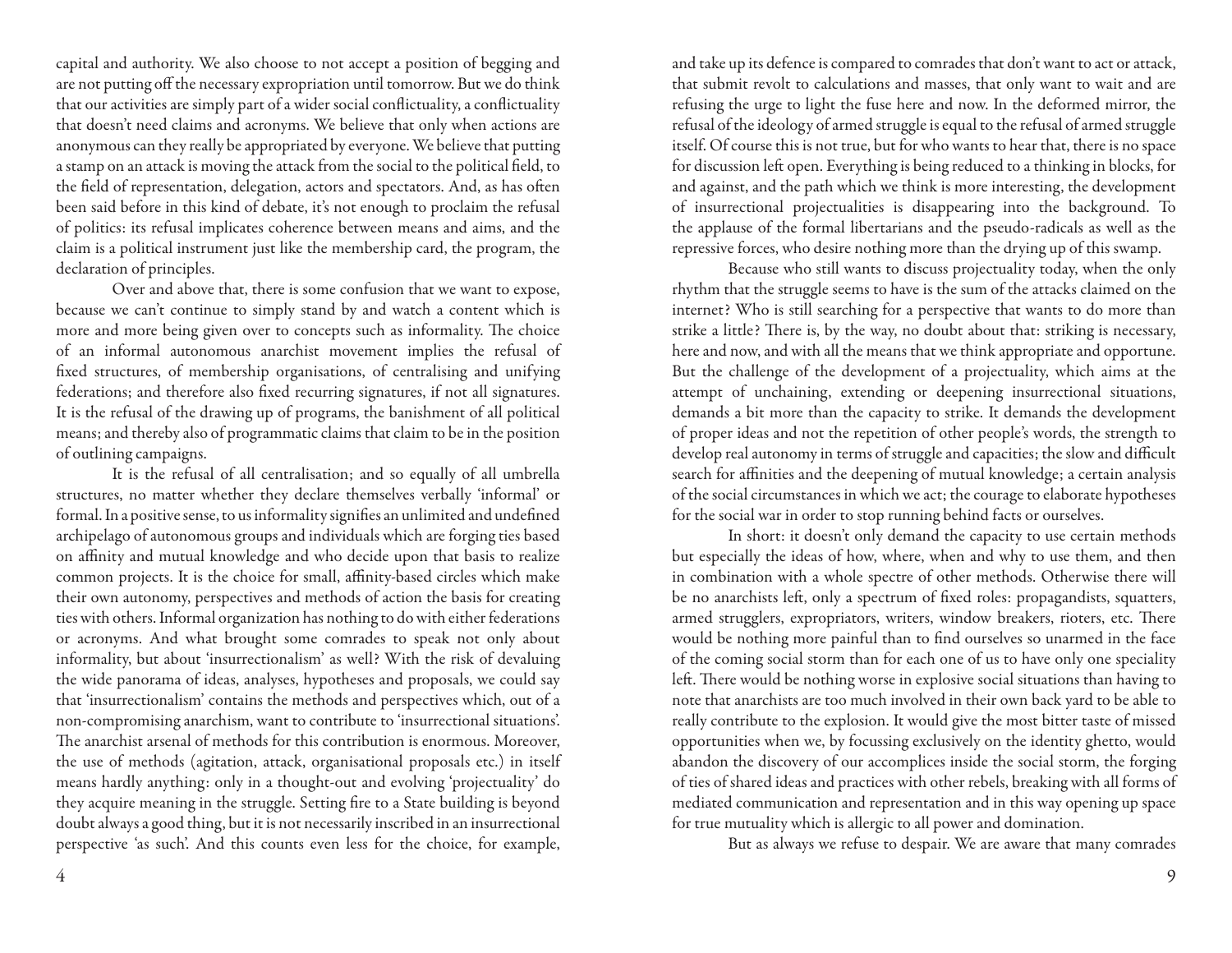capital and authority. We also choose to not accept a position of begging and are not putting off the necessary expropriation until tomorrow. But we do think that our activities are simply part of a wider social conflictuality, a conflictuality that doesn't need claims and acronyms. We believe that only when actions are anonymous can they really be appropriated by everyone. We believe that putting a stamp on an attack is moving the attack from the social to the political field, to the field of representation, delegation, actors and spectators. And, as has often been said before in this kind of debate, it's not enough to proclaim the refusal of politics: its refusal implicates coherence between means and aims, and the claim is a political instrument just like the membership card, the program, the declaration of principles.

Over and above that, there is some confusion that we want to expose, because we can't continue to simply stand by and watch a content which is more and more being given over to concepts such as informality. The choice of an informal autonomous anarchist movement implies the refusal of fixed structures, of membership organisations, of centralising and unifying federations; and therefore also fixed recurring signatures, if not all signatures. It is the refusal of the drawing up of programs, the banishment of all political means; and thereby also of programmatic claims that claim to be in the position of outlining campaigns.

It is the refusal of all centralisation; and so equally of all umbrella structures, no matter whether they declare themselves verbally 'informal' or formal. In a positive sense, to us informality signifies an unlimited and undefined archipelago of autonomous groups and individuals which are forging ties based on affinity and mutual knowledge and who decide upon that basis to realize common projects. It is the choice for small, affinity-based circles which make their own autonomy, perspectives and methods of action the basis for creating ties with others. Informal organization has nothing to do with either federations or acronyms. And what brought some comrades to speak not only about informality, but about 'insurrectionalism' as well? With the risk of devaluing the wide panorama of ideas, analyses, hypotheses and proposals, we could say that 'insurrectionalism' contains the methods and perspectives which, out of a non-compromising anarchism, want to contribute to 'insurrectional situations'. The anarchist arsenal of methods for this contribution is enormous. Moreover, the use of methods (agitation, attack, organisational proposals etc.) in itself means hardly anything: only in a thought-out and evolving 'projectuality' do they acquire meaning in the struggle. Setting fire to a State building is beyond doubt always a good thing, but it is not necessarily inscribed in an insurrectional perspective 'as such'. And this counts even less for the choice, for example,

and take up its defence is compared to comrades that don't want to act or attack, that submit revolt to calculations and masses, that only want to wait and are refusing the urge to light the fuse here and now. In the deformed mirror, the refusal of the ideology of armed struggle is equal to the refusal of armed struggle itself. Of course this is not true, but for who wants to hear that, there is no space for discussion left open. Everything is being reduced to a thinking in blocks, for and against, and the path which we think is more interesting, the development of insurrectional projectualities is disappearing into the background. To the applause of the formal libertarians and the pseudo-radicals as well as the repressive forces, who desire nothing more than the drying up of this swamp.

Because who still wants to discuss projectuality today, when the only rhythm that the struggle seems to have is the sum of the attacks claimed on the internet? Who is still searching for a perspective that wants to do more than strike a little? There is, by the way, no doubt about that: striking is necessary, here and now, and with all the means that we think appropriate and opportune. But the challenge of the development of a projectuality, which aims at the attempt of unchaining, extending or deepening insurrectional situations, demands a bit more than the capacity to strike. It demands the development of proper ideas and not the repetition of other people's words, the strength to develop real autonomy in terms of struggle and capacities; the slow and difficult search for affinities and the deepening of mutual knowledge; a certain analysis of the social circumstances in which we act; the courage to elaborate hypotheses for the social war in order to stop running behind facts or ourselves.

In short: it doesn't only demand the capacity to use certain methods but especially the ideas of how, where, when and why to use them, and then in combination with a whole spectre of other methods. Otherwise there will be no anarchists left, only a spectrum of fixed roles: propagandists, squatters, armed strugglers, expropriators, writers, window breakers, rioters, etc. There would be nothing more painful than to find ourselves so unarmed in the face of the coming social storm than for each one of us to have only one speciality left. There would be nothing worse in explosive social situations than having to note that anarchists are too much involved in their own back yard to be able to really contribute to the explosion. It would give the most bitter taste of missed opportunities when we, by focussing exclusively on the identity ghetto, would abandon the discovery of our accomplices inside the social storm, the forging of ties of shared ideas and practices with other rebels, breaking with all forms of mediated communication and representation and in this way opening up space for true mutuality which is allergic to all power and domination.

But as always we refuse to despair. We are aware that many comrades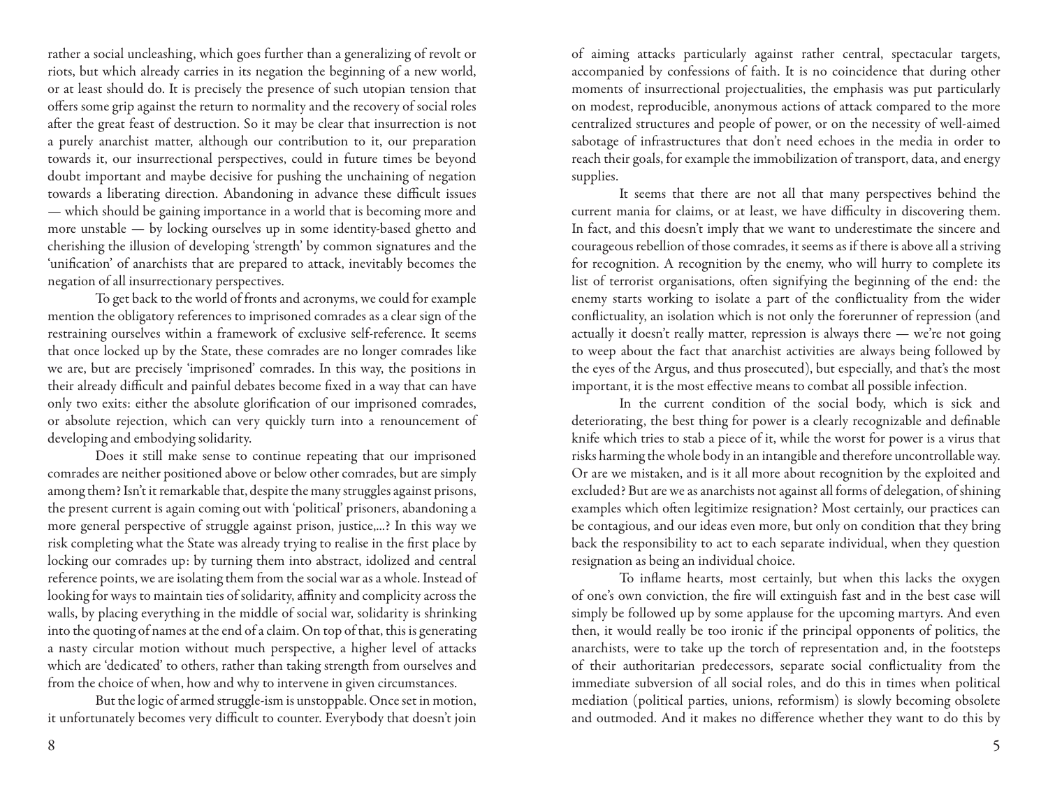rather a social uncleashing, which goes further than a generalizing of revolt or riots, but which already carries in its negation the beginning of a new world, or at least should do. It is precisely the presence of such utopian tension that offers some grip against the return to normality and the recovery of social roles after the great feast of destruction. So it may be clear that insurrection is not a purely anarchist matter, although our contribution to it, our preparation towards it, our insurrectional perspectives, could in future times be beyond doubt important and maybe decisive for pushing the unchaining of negation towards a liberating direction. Abandoning in advance these difficult issues — which should be gaining importance in a world that is becoming more and more unstable — by locking ourselves up in some identity-based ghetto and cherishing the illusion of developing 'strength' by common signatures and the 'unification' of anarchists that are prepared to attack, inevitably becomes the negation of all insurrectionary perspectives.

To get back to the world of fronts and acronyms, we could for example mention the obligatory references to imprisoned comrades as a clear sign of the restraining ourselves within a framework of exclusive self-reference. It seems that once locked up by the State, these comrades are no longer comrades like we are, but are precisely 'imprisoned' comrades. In this way, the positions in their already difficult and painful debates become fixed in a way that can have only two exits: either the absolute glorification of our imprisoned comrades, or absolute rejection, which can very quickly turn into a renouncement of developing and embodying solidarity.

Does it still make sense to continue repeating that our imprisoned comrades are neither positioned above or below other comrades, but are simply among them? Isn't it remarkable that, despite the many struggles against prisons, the present current is again coming out with 'political' prisoners, abandoning a more general perspective of struggle against prison, justice,...? In this way we risk completing what the State was already trying to realise in the first place by locking our comrades up: by turning them into abstract, idolized and central reference points, we are isolating them from the social war as a whole. Instead of looking for ways to maintain ties of solidarity, affinity and complicity across the walls, by placing everything in the middle of social war, solidarity is shrinking into the quoting of names at the end of a claim. On top of that, this is generating a nasty circular motion without much perspective, a higher level of attacks which are 'dedicated' to others, rather than taking strength from ourselves and from the choice of when, how and why to intervene in given circumstances.

But the logic of armed struggle-ism is unstoppable. Once set in motion, it unfortunately becomes very difficult to counter. Everybody that doesn't join

of aiming attacks particularly against rather central, spectacular targets, accompanied by confessions of faith. It is no coincidence that during other moments of insurrectional projectualities, the emphasis was put particularly on modest, reproducible, anonymous actions of attack compared to the more centralized structures and people of power, or on the necessity of well-aimed sabotage of infrastructures that don't need echoes in the media in order to reach their goals, for example the immobilization of transport, data, and energy supplies.

It seems that there are not all that many perspectives behind the current mania for claims, or at least, we have difficulty in discovering them. In fact, and this doesn't imply that we want to underestimate the sincere and courageous rebellion of those comrades, it seems as if there is above all a striving for recognition. A recognition by the enemy, who will hurry to complete its list of terrorist organisations, often signifying the beginning of the end: the enemy starts working to isolate a part of the conflictuality from the wider conflictuality, an isolation which is not only the forerunner of repression (and actually it doesn't really matter, repression is always there — we're not going to weep about the fact that anarchist activities are always being followed by the eyes of the Argus, and thus prosecuted), but especially, and that's the most important, it is the most effective means to combat all possible infection.

In the current condition of the social body, which is sick and deteriorating, the best thing for power is a clearly recognizable and definable knife which tries to stab a piece of it, while the worst for power is a virus that risks harming the whole body in an intangible and therefore uncontrollable way. Or are we mistaken, and is it all more about recognition by the exploited and excluded? But are we as anarchists not against all forms of delegation, of shining examples which often legitimize resignation? Most certainly, our practices can be contagious, and our ideas even more, but only on condition that they bring back the responsibility to act to each separate individual, when they question resignation as being an individual choice.

To inflame hearts, most certainly, but when this lacks the oxygen of one's own conviction, the fire will extinguish fast and in the best case will simply be followed up by some applause for the upcoming martyrs. And even then, it would really be too ironic if the principal opponents of politics, the anarchists, were to take up the torch of representation and, in the footsteps of their authoritarian predecessors, separate social conflictuality from the immediate subversion of all social roles, and do this in times when political mediation (political parties, unions, reformism) is slowly becoming obsolete and outmoded. And it makes no difference whether they want to do this by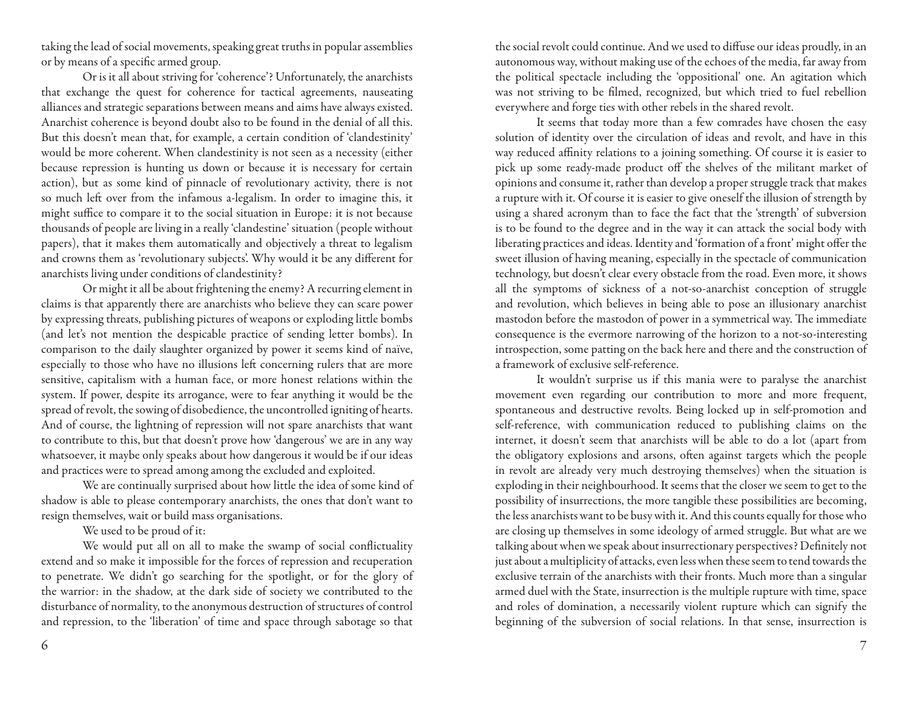taking the lead of social movements, speaking great truths in popular assemblies or by means of a specific armed group.

Or is it all about striving for 'coherence'? Unfortunately, the anarchists that exchange the quest for coherence for tactical agreements, nauseating alliances and strategic separations between means and aims have always existed. Anarchist coherence is beyond doubt also to be found in the denial of all this. But this doesn't mean that, for example, a certain condition of 'clandestinity' would be more coherent. When clandestinity is not seen as a necessity (either because repression is hunting us down or because it is necessary for certain action), but as some kind of pinnacle of revolutionary activity, there is not so much left over from the infamous a-legalism. In order to imagine this, it might suffice to compare it to the social situation in Europe: it is not because thousands of people are living in a really 'clandestine' situation (people without papers), that it makes them automatically and objectively a threat to legalism and crowns them as 'revolutionary subjects'. Why would it be any different for anarchists living under conditions of clandestinity?

Or might it all be about frightening the enemy? A recurring element in claims is that apparently there are anarchists who believe they can scare power by expressing threats, publishing pictures of weapons or exploding little bombs (and let's not mention the despicable practice of sending letter bombs). In comparison to the daily slaughter organized by power it seems kind of naïve, especially to those who have no illusions left concerning rulers that are more sensitive, capitalism with a human face, or more honest relations within the system. If power, despite its arrogance, were to fear anything it would be the spread of revolt, the sowing of disobedience, the uncontrolled igniting of hearts. And of course, the lightning of repression will not spare anarchists that want to contribute to this, but that doesn't prove how 'dangerous' we are in any way whatsoever, it maybe only speaks about how dangerous it would be if our ideas and practices were to spread among among the excluded and exploited.

We are continually surprised about how little the idea of some kind of shadow is able to please contemporary anarchists, the ones that don't want to resign themselves, wait or build mass organisations.

We used to be proud of it:

We would put all on all to make the swamp of social conflictuality extend and so make it impossible for the forces of repression and recuperation to penetrate. We didn't go searching for the spotlight, or for the glory of the warrior: in the shadow, at the dark side of society we contributed to the disturbance of normality, to the anonymous destruction of structures of control and repression, to the 'liberation' of time and space through sabotage so that the social revolt could continue. And we used to diffuse our ideas proudly, in an autonomous way, without making use of the echoes of the media, far away from the political spectacle including the 'oppositional' one. An agitation which was not striving to be filmed, recognized, but which tried to fuel rebellion everywhere and forge ties with other rebels in the shared revolt.

It seems that today more than a few comrades have chosen the easy solution of identity over the circulation of ideas and revolt, and have in this way reduced affinity relations to a joining something. Of course it is easier to pick up some ready-made product off the shelves of the militant market of opinions and consume it, rather than develop a proper struggle track that makes a rupture with it. Of course it is easier to give oneself the illusion of strength by using a shared acronym than to face the fact that the 'strength' of subversion is to be found to the degree and in the way it can attack the social body with liberating practices and ideas. Identity and 'formation of a front' might offer the sweet illusion of having meaning, especially in the spectacle of communication technology, but doesn't clear every obstacle from the road. Even more, it shows all the symptoms of sickness of a not-so-anarchist conception of struggle and revolution, which believes in being able to pose an illusionary anarchist mastodon before the mastodon of power in a symmetrical way. The immediate consequence is the evermore narrowing of the horizon to a not-so-interesting introspection, some patting on the back here and there and the construction of a framework of exclusive self-reference.

It wouldn't surprise us if this mania were to paralyse the anarchist movement even regarding our contribution to more and more frequent, spontaneous and destructive revolts. Being locked up in self-promotion and self-reference, with communication reduced to publishing claims on the internet, it doesn't seem that anarchists will be able to do a lot (apart from the obligatory explosions and arsons, often against targets which the people in revolt are already very much destroying themselves) when the situation is exploding in their neighbourhood. It seems that the closer we seem to get to the possibility of insurrections, the more tangible these possibilities are becoming, the less anarchists want to be busy with it. And this counts equally for those who are closing up themselves in some ideology of armed struggle. But what are we talking about when we speak about insurrectionary perspectives? Definitely not just about a multiplicity of attacks, even less when these seem to tend towards the exclusive terrain of the anarchists with their fronts. Much more than a singular armed duel with the State, insurrection is the multiple rupture with time, space and roles of domination, a necessarily violent rupture which can signify the beginning of the subversion of social relations. In that sense, insurrection is